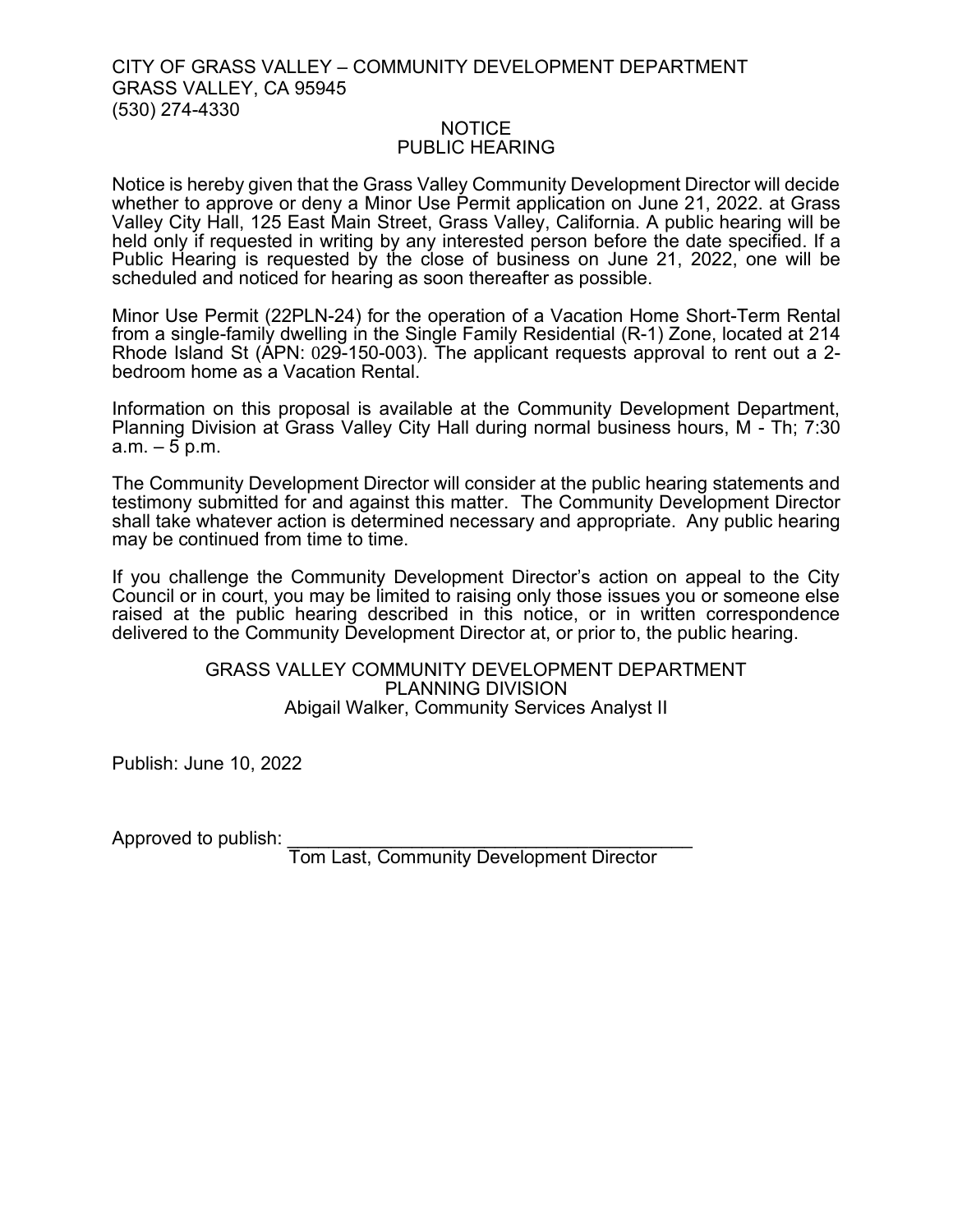CITY OF GRASS VALLEY – COMMUNITY DEVELOPMENT DEPARTMENT
GRASS VALLEY, CA 95945
(530) 274-4330

# NOTICE
# PUBLIC HEARING

Notice is hereby given that the Grass Valley Community Development Director will decide whether to approve or deny a Minor Use Permit application on June 21, 2022. at Grass Valley City Hall, 125 East Main Street, Grass Valley, California. A public hearing will be held only if requested in writing by any interested person before the date specified. If a Public Hearing is requested by the close of business on June 21, 2022, one will be scheduled and noticed for hearing as soon thereafter as possible.

Minor Use Permit (22PLN-24) for the operation of a Vacation Home Short-Term Rental from a single-family dwelling in the Single Family Residential (R-1) Zone, located at 214 Rhode Island St (APN: 029-150-003). The applicant requests approval to rent out a 2-bedroom home as a Vacation Rental.

Information on this proposal is available at the Community Development Department, Planning Division at Grass Valley City Hall during normal business hours, M - Th; 7:30 a.m. – 5 p.m.

The Community Development Director will consider at the public hearing statements and testimony submitted for and against this matter. The Community Development Director shall take whatever action is determined necessary and appropriate. Any public hearing may be continued from time to time.

If you challenge the Community Development Director's action on appeal to the City Council or in court, you may be limited to raising only those issues you or someone else raised at the public hearing described in this notice, or in written correspondence delivered to the Community Development Director at, or prior to, the public hearing.

GRASS VALLEY COMMUNITY DEVELOPMENT DEPARTMENT
PLANNING DIVISION
Abigail Walker, Community Services Analyst II

Publish: June 10, 2022

Approved to publish: ______________________________________
Tom Last, Community Development Director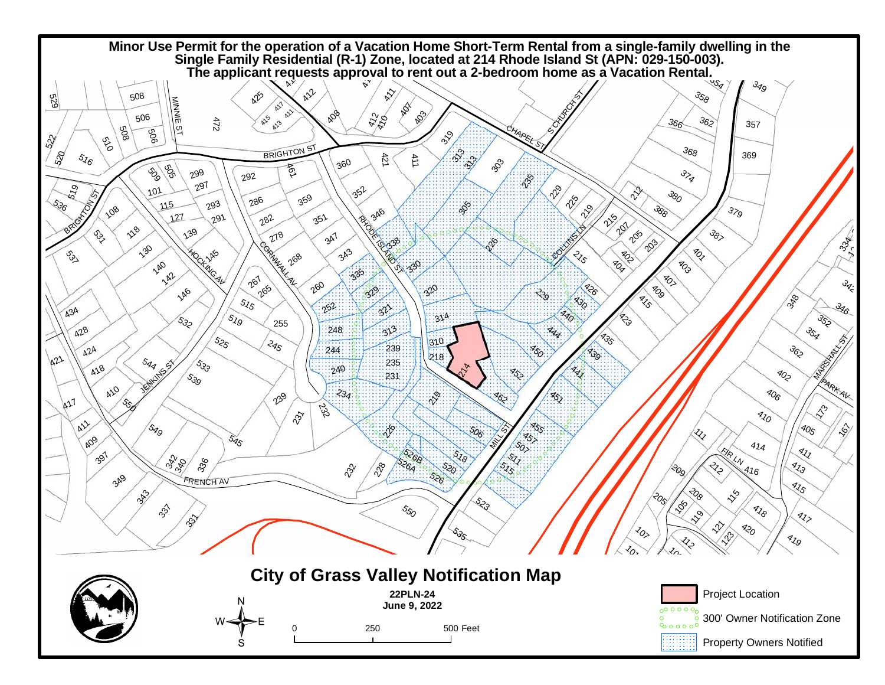**Minor Use Permit for the operation of a Vacation Home Short-Term Rental from a single-family dwelling in the Single Family Residential (R-1) Zone, located at 214 Rhode Island St (APN: 029-150-003). The applicant requests approval to rent out a 2-bedroom home as a Vacation Rental.**

# City of Grass Valley Notification Map

**22PLN-24**
**June 9, 2022**

0 250 500 Feet

Project Location

300' Owner Notification Zone

Property Owners Notified